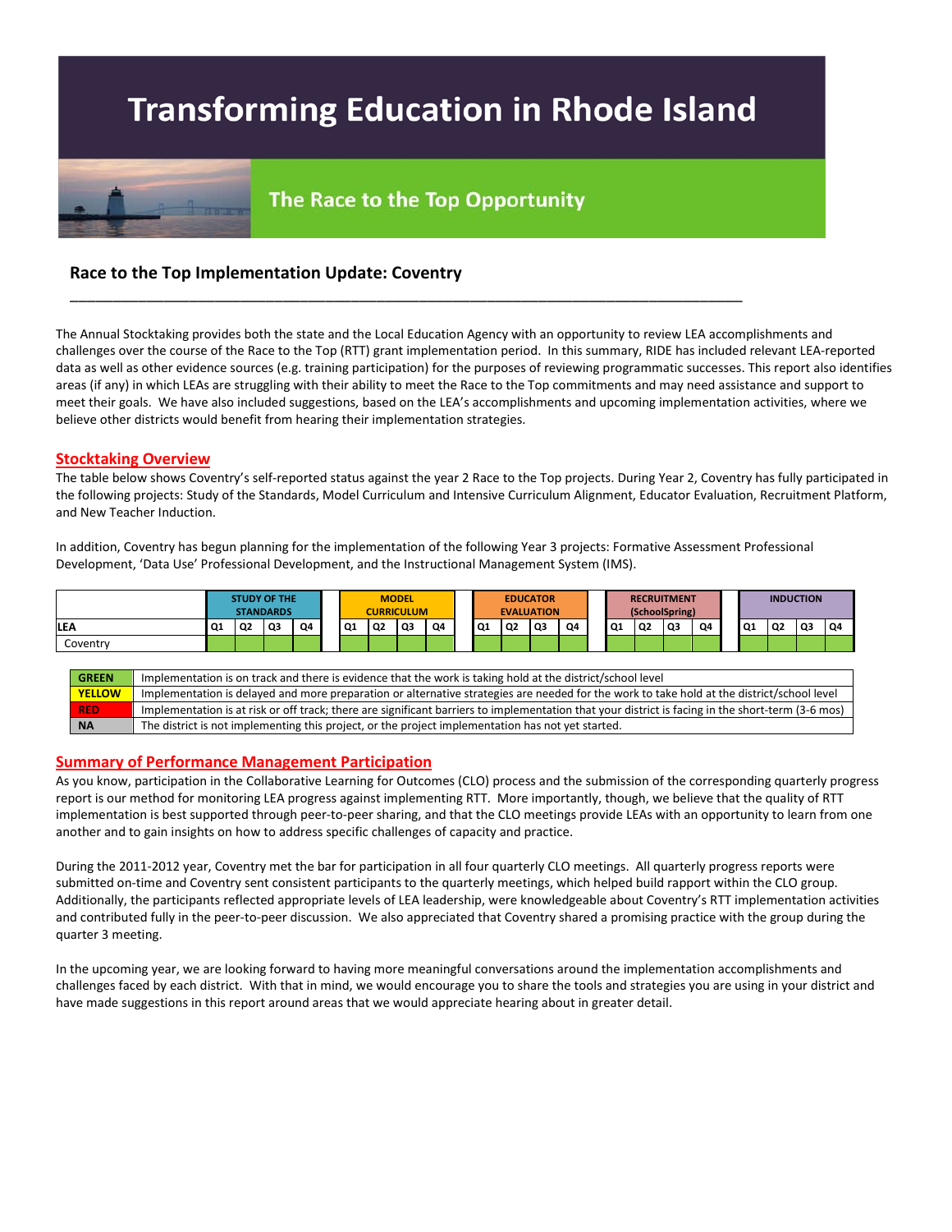# Transforming Education in Rhode Island

## The Race to the Top Opportunity

### Race to the Top Implementation Update: Coventry

The Annual Stocktaking provides both the state and the Local Education Agency with an opportunity to review LEA accomplishments and challenges over the course of the Race to the Top (RTT) grant implementation period. In this summary, RIDE has included relevant LEA-reported data as well as other evidence sources (e.g. training participation) for the purposes of reviewing programmatic successes. This report also identifies areas (if any) in which LEAs are struggling with their ability to meet the Race to the Top commitments and may need assistance and support to meet their goals. We have also included suggestions, based on the LEA's accomplishments and upcoming implementation activities, where we believe other districts would benefit from hearing their implementation strategies.

## Stocktaking Overview

The table below shows Coventry's self-reported status against the year 2 Race to the Top projects. During Year 2, Coventry has fully participated in the following projects: Study of the Standards, Model Curriculum and Intensive Curriculum Alignment, Educator Evaluation, Recruitment Platform, and New Teacher Induction.

In addition, Coventry has begun planning for the implementation of the following Year 3 projects: Formative Assessment Professional Development, 'Data Use' Professional Development, and the Instructional Management System (IMS).

| | STUDY OF THE STANDARDS | | | | MODEL CURRICULUM | | | | EDUCATOR EVALUATION | | | | RECRUITMENT (SchoolSpring) | | | | INDUCTION | | | |
|---|---|---|---|---|---|---|---|---|---|---|---|---|---|---|---|---|---|---|---|---|
| LEA | Q1 | Q2 | Q3 | Q4 | Q1 | Q2 | Q3 | Q4 | Q1 | Q2 | Q3 | Q4 | Q1 | Q2 | Q3 | Q4 | Q1 | Q2 | Q3 | Q4 |
| Coventry | GREEN | GREEN | GREEN | GREEN | GREEN | GREEN | GREEN | GREEN | GREEN | GREEN | GREEN | GREEN | GREEN | GREEN | GREEN | GREEN | GREEN | GREEN | GREEN | GREEN |

| | |
|---|---|
| GREEN | Implementation is on track and there is evidence that the work is taking hold at the district/school level |
| YELLOW | Implementation is delayed and more preparation or alternative strategies are needed for the work to take hold at the district/school level |
| RED | Implementation is at risk or off track; there are significant barriers to implementation that your district is facing in the short-term (3-6 mos) |
| NA | The district is not implementing this project, or the project implementation has not yet started. |

## Summary of Performance Management Participation

As you know, participation in the Collaborative Learning for Outcomes (CLO) process and the submission of the corresponding quarterly progress report is our method for monitoring LEA progress against implementing RTT. More importantly, though, we believe that the quality of RTT implementation is best supported through peer-to-peer sharing, and that the CLO meetings provide LEAs with an opportunity to learn from one another and to gain insights on how to address specific challenges of capacity and practice.

During the 2011-2012 year, Coventry met the bar for participation in all four quarterly CLO meetings. All quarterly progress reports were submitted on-time and Coventry sent consistent participants to the quarterly meetings, which helped build rapport within the CLO group. Additionally, the participants reflected appropriate levels of LEA leadership, were knowledgeable about Coventry's RTT implementation activities and contributed fully in the peer-to-peer discussion. We also appreciated that Coventry shared a promising practice with the group during the quarter 3 meeting.

In the upcoming year, we are looking forward to having more meaningful conversations around the implementation accomplishments and challenges faced by each district. With that in mind, we would encourage you to share the tools and strategies you are using in your district and have made suggestions in this report around areas that we would appreciate hearing about in greater detail.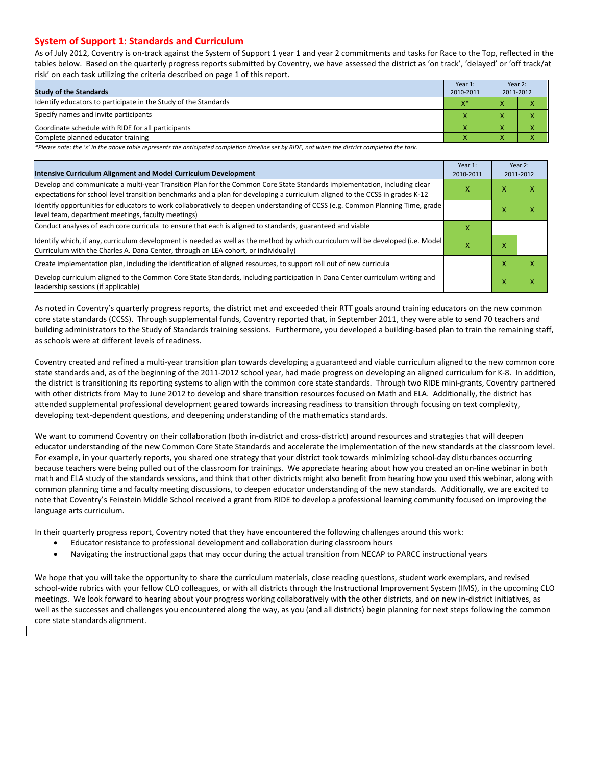## System of Support 1: Standards and Curriculum

As of July 2012, Coventry is on-track against the System of Support 1 year 1 and year 2 commitments and tasks for Race to the Top, reflected in the tables below. Based on the quarterly progress reports submitted by Coventry, we have assessed the district as 'on track', 'delayed' or 'off track/at risk' on each task utilizing the criteria described on page 1 of this report.

| Study of the Standards | Year 1: 2010-2011 | Year 2: 2011-2012 | |
|---|---|---|---|
| Identify educators to participate in the Study of the Standards | X* | X | X |
| Specify names and invite participants | X | X | X |
| Coordinate schedule with RIDE for all participants | X | X | X |
| Complete planned educator training | X | X | X |

*\*Please note: the 'x' in the above table represents the anticipated completion timeline set by RIDE, not when the district completed the task.*

| Intensive Curriculum Alignment and Model Curriculum Development | Year 1: 2010-2011 | Year 2: 2011-2012 | |
|---|---|---|---|
| Develop and communicate a multi-year Transition Plan for the Common Core State Standards implementation, including clear expectations for school level transition benchmarks and a plan for developing a curriculum aligned to the CCSS in grades K-12 | X | X | X |
| Identify opportunities for educators to work collaboratively to deepen understanding of CCSS (e.g. Common Planning Time, grade level team, department meetings, faculty meetings) | | X | X |
| Conduct analyses of each core curricula to ensure that each is aligned to standards, guaranteed and viable | X | | |
| Identify which, if any, curriculum development is needed as well as the method by which curriculum will be developed (i.e. Model Curriculum with the Charles A. Dana Center, through an LEA cohort, or individually) | X | X | |
| Create implementation plan, including the identification of aligned resources, to support roll out of new curricula | | X | X |
| Develop curriculum aligned to the Common Core State Standards, including participation in Dana Center curriculum writing and leadership sessions (if applicable) | | X | X |

As noted in Coventry's quarterly progress reports, the district met and exceeded their RTT goals around training educators on the new common core state standards (CCSS). Through supplemental funds, Coventry reported that, in September 2011, they were able to send 70 teachers and building administrators to the Study of Standards training sessions. Furthermore, you developed a building-based plan to train the remaining staff, as schools were at different levels of readiness.

Coventry created and refined a multi-year transition plan towards developing a guaranteed and viable curriculum aligned to the new common core state standards and, as of the beginning of the 2011-2012 school year, had made progress on developing an aligned curriculum for K-8. In addition, the district is transitioning its reporting systems to align with the common core state standards. Through two RIDE mini-grants, Coventry partnered with other districts from May to June 2012 to develop and share transition resources focused on Math and ELA. Additionally, the district has attended supplemental professional development geared towards increasing readiness to transition through focusing on text complexity, developing text-dependent questions, and deepening understanding of the mathematics standards.

We want to commend Coventry on their collaboration (both in-district and cross-district) around resources and strategies that will deepen educator understanding of the new Common Core State Standards and accelerate the implementation of the new standards at the classroom level. For example, in your quarterly reports, you shared one strategy that your district took towards minimizing school-day disturbances occurring because teachers were being pulled out of the classroom for trainings. We appreciate hearing about how you created an on-line webinar in both math and ELA study of the standards sessions, and think that other districts might also benefit from hearing how you used this webinar, along with common planning time and faculty meeting discussions, to deepen educator understanding of the new standards. Additionally, we are excited to note that Coventry's Feinstein Middle School received a grant from RIDE to develop a professional learning community focused on improving the language arts curriculum.

In their quarterly progress report, Coventry noted that they have encountered the following challenges around this work:

- Educator resistance to professional development and collaboration during classroom hours
- Navigating the instructional gaps that may occur during the actual transition from NECAP to PARCC instructional years

We hope that you will take the opportunity to share the curriculum materials, close reading questions, student work exemplars, and revised school-wide rubrics with your fellow CLO colleagues, or with all districts through the Instructional Improvement System (IMS), in the upcoming CLO meetings. We look forward to hearing about your progress working collaboratively with the other districts, and on new in-district initiatives, as well as the successes and challenges you encountered along the way, as you (and all districts) begin planning for next steps following the common core state standards alignment.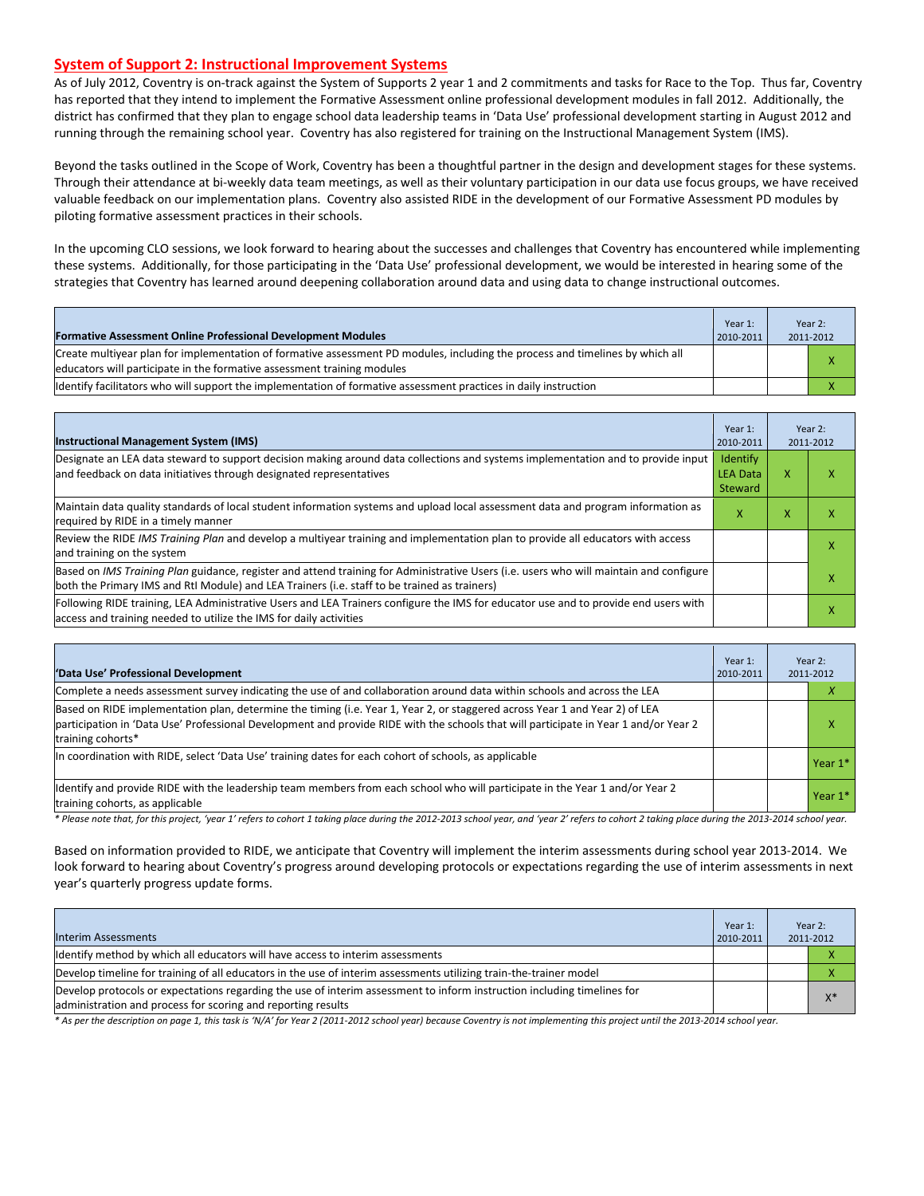## System of Support 2: Instructional Improvement Systems

As of July 2012, Coventry is on-track against the System of Supports 2 year 1 and 2 commitments and tasks for Race to the Top. Thus far, Coventry has reported that they intend to implement the Formative Assessment online professional development modules in fall 2012. Additionally, the district has confirmed that they plan to engage school data leadership teams in 'Data Use' professional development starting in August 2012 and running through the remaining school year. Coventry has also registered for training on the Instructional Management System (IMS).

Beyond the tasks outlined in the Scope of Work, Coventry has been a thoughtful partner in the design and development stages for these systems. Through their attendance at bi-weekly data team meetings, as well as their voluntary participation in our data use focus groups, we have received valuable feedback on our implementation plans. Coventry also assisted RIDE in the development of our Formative Assessment PD modules by piloting formative assessment practices in their schools.

In the upcoming CLO sessions, we look forward to hearing about the successes and challenges that Coventry has encountered while implementing these systems. Additionally, for those participating in the 'Data Use' professional development, we would be interested in hearing some of the strategies that Coventry has learned around deepening collaboration around data and using data to change instructional outcomes.

| **Formative Assessment Online Professional Development Modules** | Year 1: 2010-2011 | Year 2: 2011-2012 | |
|---|---|---|---|
| Create multiyear plan for implementation of formative assessment PD modules, including the process and timelines by which all educators will participate in the formative assessment training modules | | | X |
| Identify facilitators who will support the implementation of formative assessment practices in daily instruction | | | X |

| **Instructional Management System (IMS)** | Year 1: 2010-2011 | Year 2: 2011-2012 | |
|---|---|---|---|
| Designate an LEA data steward to support decision making around data collections and systems implementation and to provide input and feedback on data initiatives through designated representatives | Identify LEA Data Steward | X | X |
| Maintain data quality standards of local student information systems and upload local assessment data and program information as required by RIDE in a timely manner | X | X | X |
| Review the RIDE *IMS Training Plan* and develop a multiyear training and implementation plan to provide all educators with access and training on the system | | | X |
| Based on *IMS Training Plan* guidance, register and attend training for Administrative Users (i.e. users who will maintain and configure both the Primary IMS and RtI Module) and LEA Trainers (i.e. staff to be trained as trainers) | | | X |
| Following RIDE training, LEA Administrative Users and LEA Trainers configure the IMS for educator use and to provide end users with access and training needed to utilize the IMS for daily activities | | | X |

| **'Data Use' Professional Development** | Year 1: 2010-2011 | Year 2: 2011-2012 | |
|---|---|---|---|
| Complete a needs assessment survey indicating the use of and collaboration around data within schools and across the LEA | | | *X* |
| Based on RIDE implementation plan, determine the timing (i.e. Year 1, Year 2, or staggered across Year 1 and Year 2) of LEA participation in 'Data Use' Professional Development and provide RIDE with the schools that will participate in Year 1 and/or Year 2 training cohorts* | | | X |
| In coordination with RIDE, select 'Data Use' training dates for each cohort of schools, as applicable | | | Year 1* |
| Identify and provide RIDE with the leadership team members from each school who will participate in the Year 1 and/or Year 2 training cohorts, as applicable | | | Year 1* |

*\* Please note that, for this project, 'year 1' refers to cohort 1 taking place during the 2012-2013 school year, and 'year 2' refers to cohort 2 taking place during the 2013-2014 school year.*

Based on information provided to RIDE, we anticipate that Coventry will implement the interim assessments during school year 2013-2014. We look forward to hearing about Coventry's progress around developing protocols or expectations regarding the use of interim assessments in next year's quarterly progress update forms.

| Interim Assessments | Year 1: 2010-2011 | Year 2: 2011-2012 | |
|---|---|---|---|
| Identify method by which all educators will have access to interim assessments | | | X |
| Develop timeline for training of all educators in the use of interim assessments utilizing train-the-trainer model | | | X |
| Develop protocols or expectations regarding the use of interim assessment to inform instruction including timelines for administration and process for scoring and reporting results | | | X* |

*\* As per the description on page 1, this task is 'N/A' for Year 2 (2011-2012 school year) because Coventry is not implementing this project until the 2013-2014 school year.*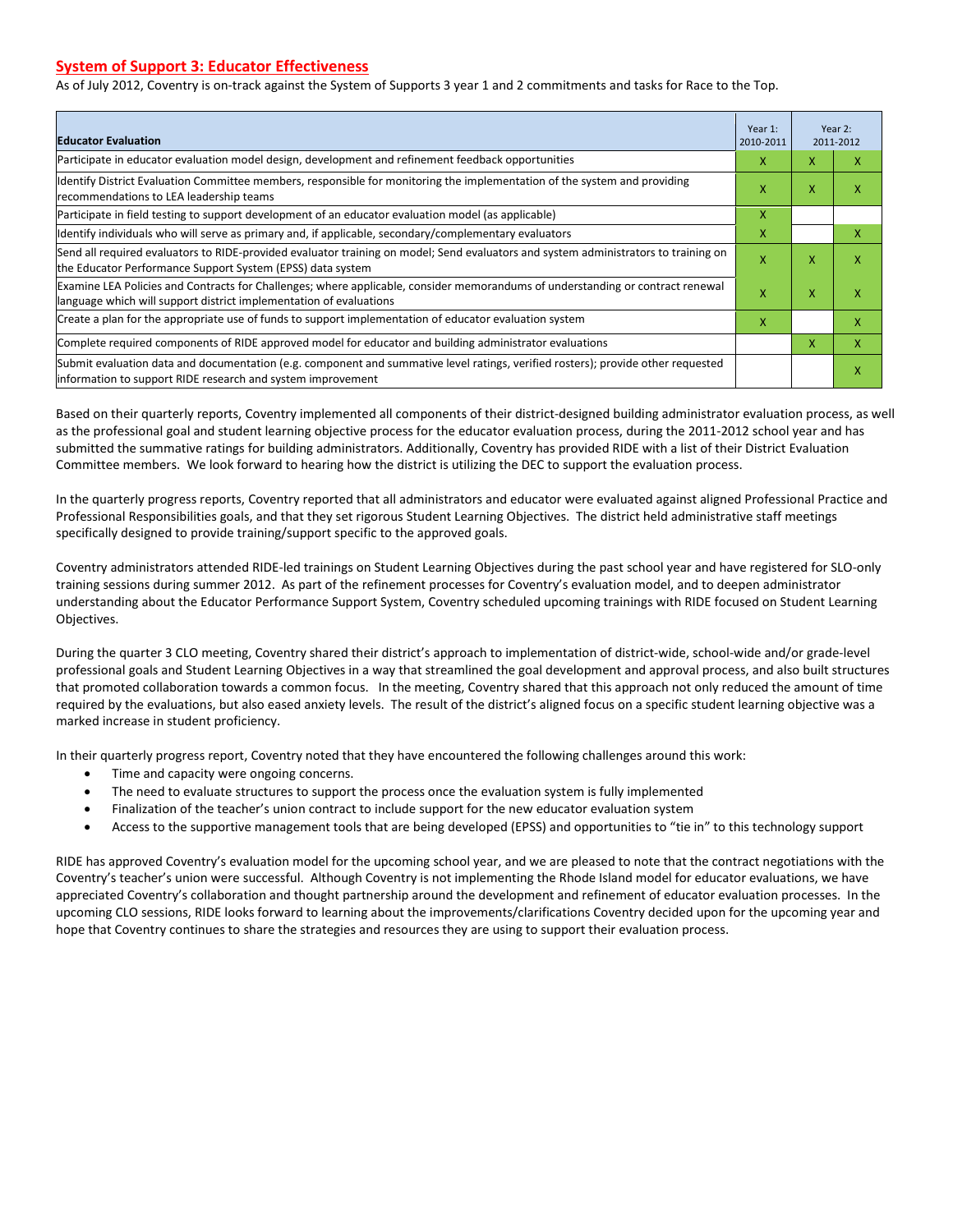## System of Support 3: Educator Effectiveness

As of July 2012, Coventry is on-track against the System of Supports 3 year 1 and 2 commitments and tasks for Race to the Top.

| Educator Evaluation | Year 1: 2010-2011 | Year 2: 2011-2012 | |
|---|---|---|---|
| Participate in educator evaluation model design, development and refinement feedback opportunities | X | X | X |
| Identify District Evaluation Committee members, responsible for monitoring the implementation of the system and providing recommendations to LEA leadership teams | X | X | X |
| Participate in field testing to support development of an educator evaluation model (as applicable) | X | | |
| Identify individuals who will serve as primary and, if applicable, secondary/complementary evaluators | X | | X |
| Send all required evaluators to RIDE-provided evaluator training on model; Send evaluators and system administrators to training on the Educator Performance Support System (EPSS) data system | X | X | X |
| Examine LEA Policies and Contracts for Challenges; where applicable, consider memorandums of understanding or contract renewal language which will support district implementation of evaluations | X | X | X |
| Create a plan for the appropriate use of funds to support implementation of educator evaluation system | X | | X |
| Complete required components of RIDE approved model for educator and building administrator evaluations | | X | X |
| Submit evaluation data and documentation (e.g. component and summative level ratings, verified rosters); provide other requested information to support RIDE research and system improvement | | | X |

Based on their quarterly reports, Coventry implemented all components of their district-designed building administrator evaluation process, as well as the professional goal and student learning objective process for the educator evaluation process, during the 2011-2012 school year and has submitted the summative ratings for building administrators. Additionally, Coventry has provided RIDE with a list of their District Evaluation Committee members. We look forward to hearing how the district is utilizing the DEC to support the evaluation process.

In the quarterly progress reports, Coventry reported that all administrators and educator were evaluated against aligned Professional Practice and Professional Responsibilities goals, and that they set rigorous Student Learning Objectives. The district held administrative staff meetings specifically designed to provide training/support specific to the approved goals.

Coventry administrators attended RIDE-led trainings on Student Learning Objectives during the past school year and have registered for SLO-only training sessions during summer 2012. As part of the refinement processes for Coventry's evaluation model, and to deepen administrator understanding about the Educator Performance Support System, Coventry scheduled upcoming trainings with RIDE focused on Student Learning Objectives.

During the quarter 3 CLO meeting, Coventry shared their district's approach to implementation of district-wide, school-wide and/or grade-level professional goals and Student Learning Objectives in a way that streamlined the goal development and approval process, and also built structures that promoted collaboration towards a common focus. In the meeting, Coventry shared that this approach not only reduced the amount of time required by the evaluations, but also eased anxiety levels. The result of the district's aligned focus on a specific student learning objective was a marked increase in student proficiency.

In their quarterly progress report, Coventry noted that they have encountered the following challenges around this work:

- Time and capacity were ongoing concerns.
- The need to evaluate structures to support the process once the evaluation system is fully implemented
- Finalization of the teacher's union contract to include support for the new educator evaluation system
- Access to the supportive management tools that are being developed (EPSS) and opportunities to "tie in" to this technology support

RIDE has approved Coventry's evaluation model for the upcoming school year, and we are pleased to note that the contract negotiations with the Coventry's teacher's union were successful. Although Coventry is not implementing the Rhode Island model for educator evaluations, we have appreciated Coventry's collaboration and thought partnership around the development and refinement of educator evaluation processes. In the upcoming CLO sessions, RIDE looks forward to learning about the improvements/clarifications Coventry decided upon for the upcoming year and hope that Coventry continues to share the strategies and resources they are using to support their evaluation process.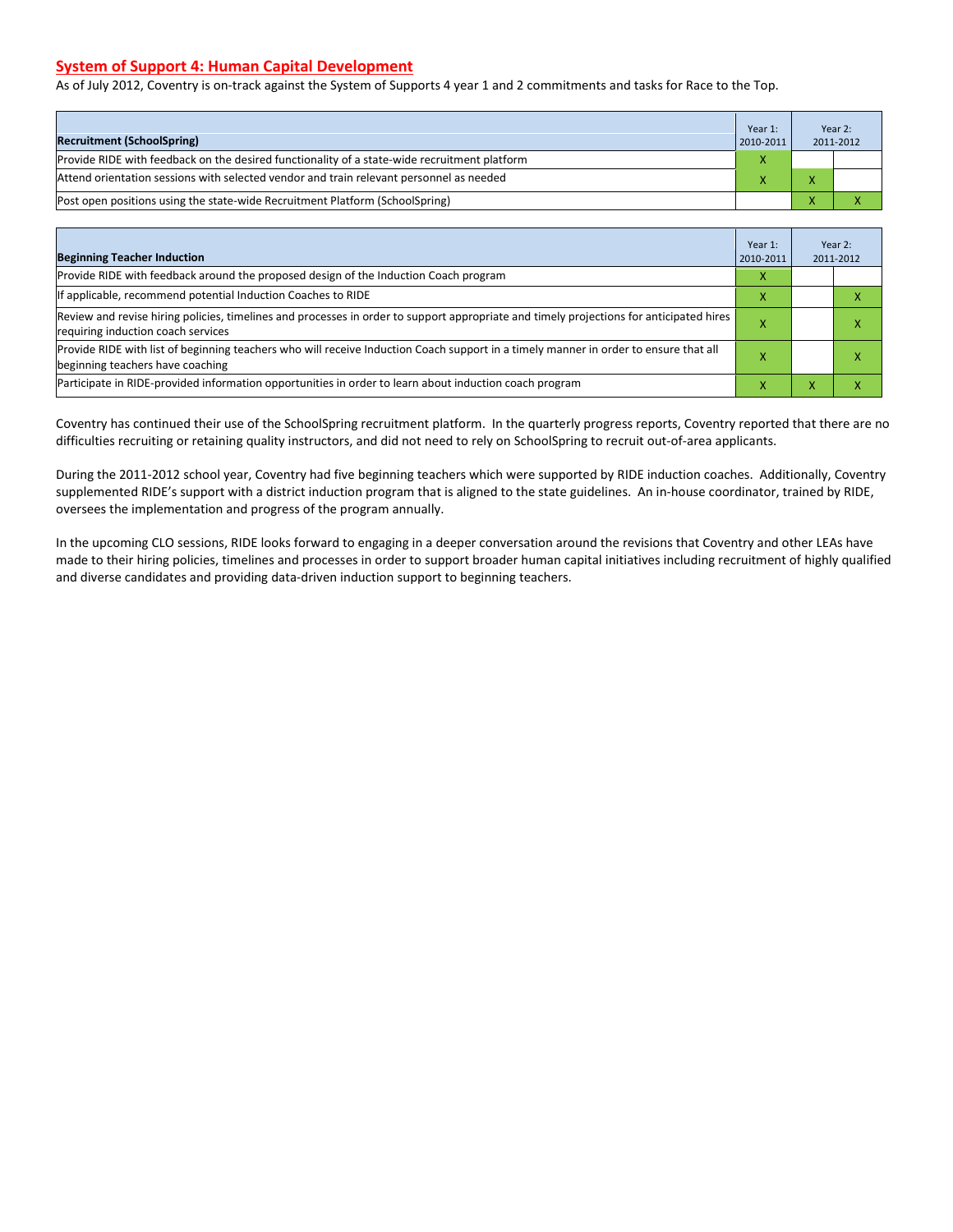## System of Support 4: Human Capital Development

As of July 2012, Coventry is on-track against the System of Supports 4 year 1 and 2 commitments and tasks for Race to the Top.

| Recruitment (SchoolSpring) | Year 1: 2010-2011 | Year 2: 2011-2012 | |
|---|---|---|---|
| Provide RIDE with feedback on the desired functionality of a state-wide recruitment platform | X | | |
| Attend orientation sessions with selected vendor and train relevant personnel as needed | X | X | |
| Post open positions using the state-wide Recruitment Platform (SchoolSpring) | | X | X |

| Beginning Teacher Induction | Year 1: 2010-2011 | Year 2: 2011-2012 | |
|---|---|---|---|
| Provide RIDE with feedback around the proposed design of the Induction Coach program | X | | |
| If applicable, recommend potential Induction Coaches to RIDE | X | | X |
| Review and revise hiring policies, timelines and processes in order to support appropriate and timely projections for anticipated hires requiring induction coach services | X | | X |
| Provide RIDE with list of beginning teachers who will receive Induction Coach support in a timely manner in order to ensure that all beginning teachers have coaching | X | | X |
| Participate in RIDE-provided information opportunities in order to learn about induction coach program | X | X | X |

Coventry has continued their use of the SchoolSpring recruitment platform. In the quarterly progress reports, Coventry reported that there are no difficulties recruiting or retaining quality instructors, and did not need to rely on SchoolSpring to recruit out-of-area applicants.

During the 2011-2012 school year, Coventry had five beginning teachers which were supported by RIDE induction coaches. Additionally, Coventry supplemented RIDE's support with a district induction program that is aligned to the state guidelines. An in-house coordinator, trained by RIDE, oversees the implementation and progress of the program annually.

In the upcoming CLO sessions, RIDE looks forward to engaging in a deeper conversation around the revisions that Coventry and other LEAs have made to their hiring policies, timelines and processes in order to support broader human capital initiatives including recruitment of highly qualified and diverse candidates and providing data-driven induction support to beginning teachers.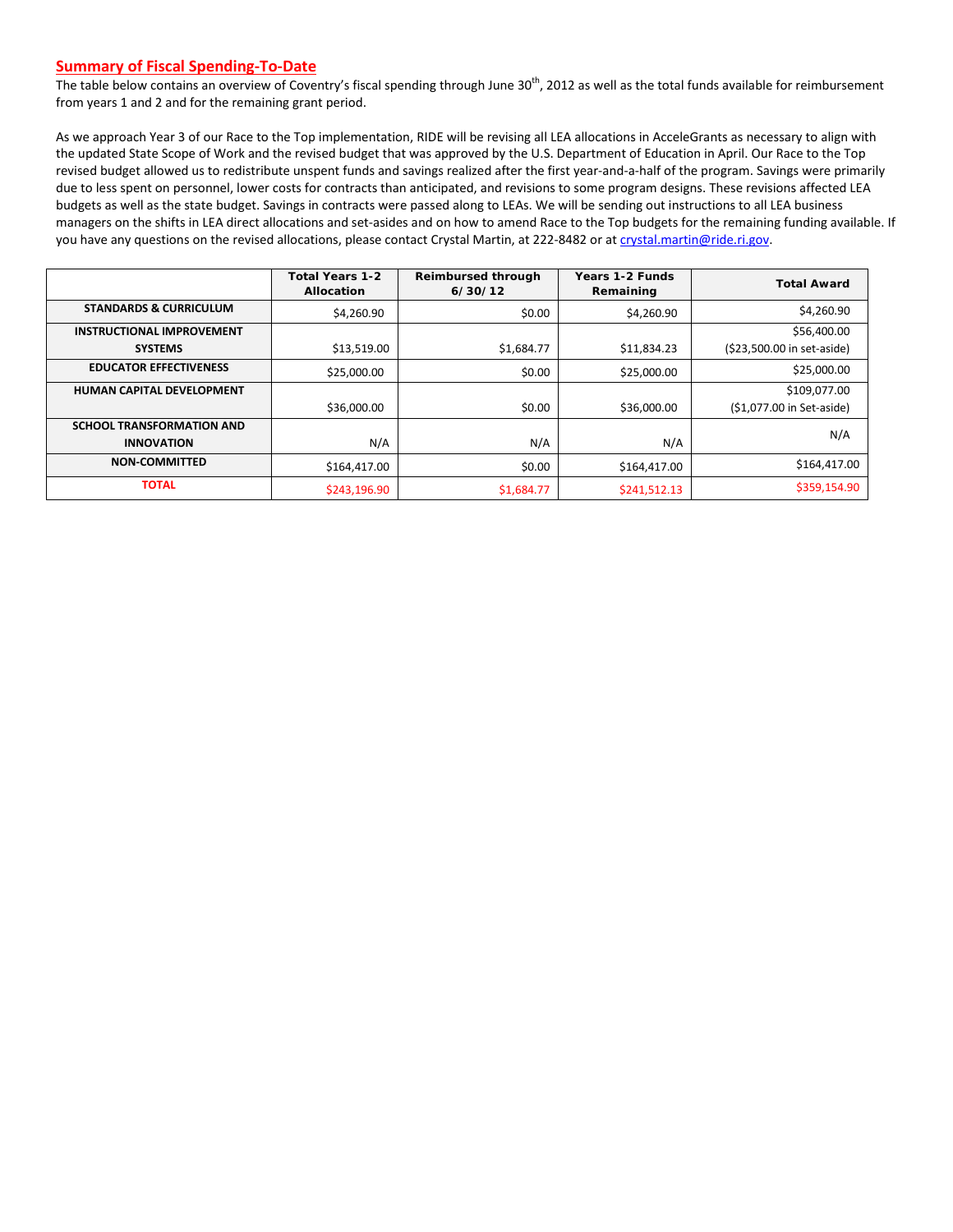## Summary of Fiscal Spending-To-Date

The table below contains an overview of Coventry's fiscal spending through June 30th, 2012 as well as the total funds available for reimbursement from years 1 and 2 and for the remaining grant period.

As we approach Year 3 of our Race to the Top implementation, RIDE will be revising all LEA allocations in AcceleGrants as necessary to align with the updated State Scope of Work and the revised budget that was approved by the U.S. Department of Education in April. Our Race to the Top revised budget allowed us to redistribute unspent funds and savings realized after the first year-and-a-half of the program. Savings were primarily due to less spent on personnel, lower costs for contracts than anticipated, and revisions to some program designs. These revisions affected LEA budgets as well as the state budget. Savings in contracts were passed along to LEAs. We will be sending out instructions to all LEA business managers on the shifts in LEA direct allocations and set-asides and on how to amend Race to the Top budgets for the remaining funding available. If you have any questions on the revised allocations, please contact Crystal Martin, at 222-8482 or at crystal.martin@ride.ri.gov.

| | Total Years 1-2 Allocation | Reimbursed through 6/30/12 | Years 1-2 Funds Remaining | Total Award |
|---|---|---|---|---|
| STANDARDS & CURRICULUM | $4,260.90 | $0.00 | $4,260.90 | $4,260.90 |
| INSTRUCTIONAL IMPROVEMENT SYSTEMS | $13,519.00 | $1,684.77 | $11,834.23 | $56,400.00 ($23,500.00 in set-aside) |
| EDUCATOR EFFECTIVENESS | $25,000.00 | $0.00 | $25,000.00 | $25,000.00 |
| HUMAN CAPITAL DEVELOPMENT | $36,000.00 | $0.00 | $36,000.00 | $109,077.00 ($1,077.00 in Set-aside) |
| SCHOOL TRANSFORMATION AND INNOVATION | N/A | N/A | N/A | N/A |
| NON-COMMITTED | $164,417.00 | $0.00 | $164,417.00 | $164,417.00 |
| TOTAL | $243,196.90 | $1,684.77 | $241,512.13 | $359,154.90 |